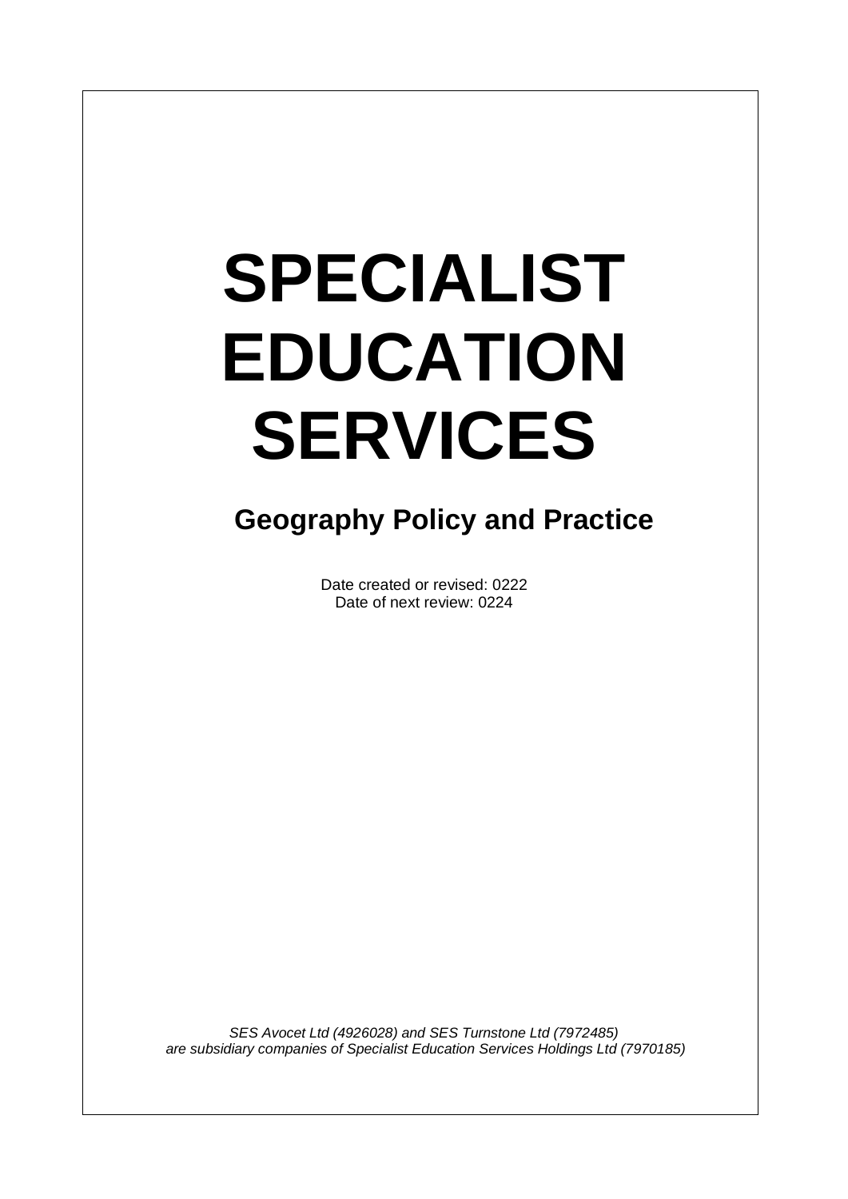# SPECIALIST EDUCATION SERVICES

## Geography Policy and Practice

Date created or revised: 0222
Date of next review: 0224

*SES Avocet Ltd (4926028) and SES Turnstone Ltd (7972485) are subsidiary companies of Specialist Education Services Holdings Ltd (7970185)*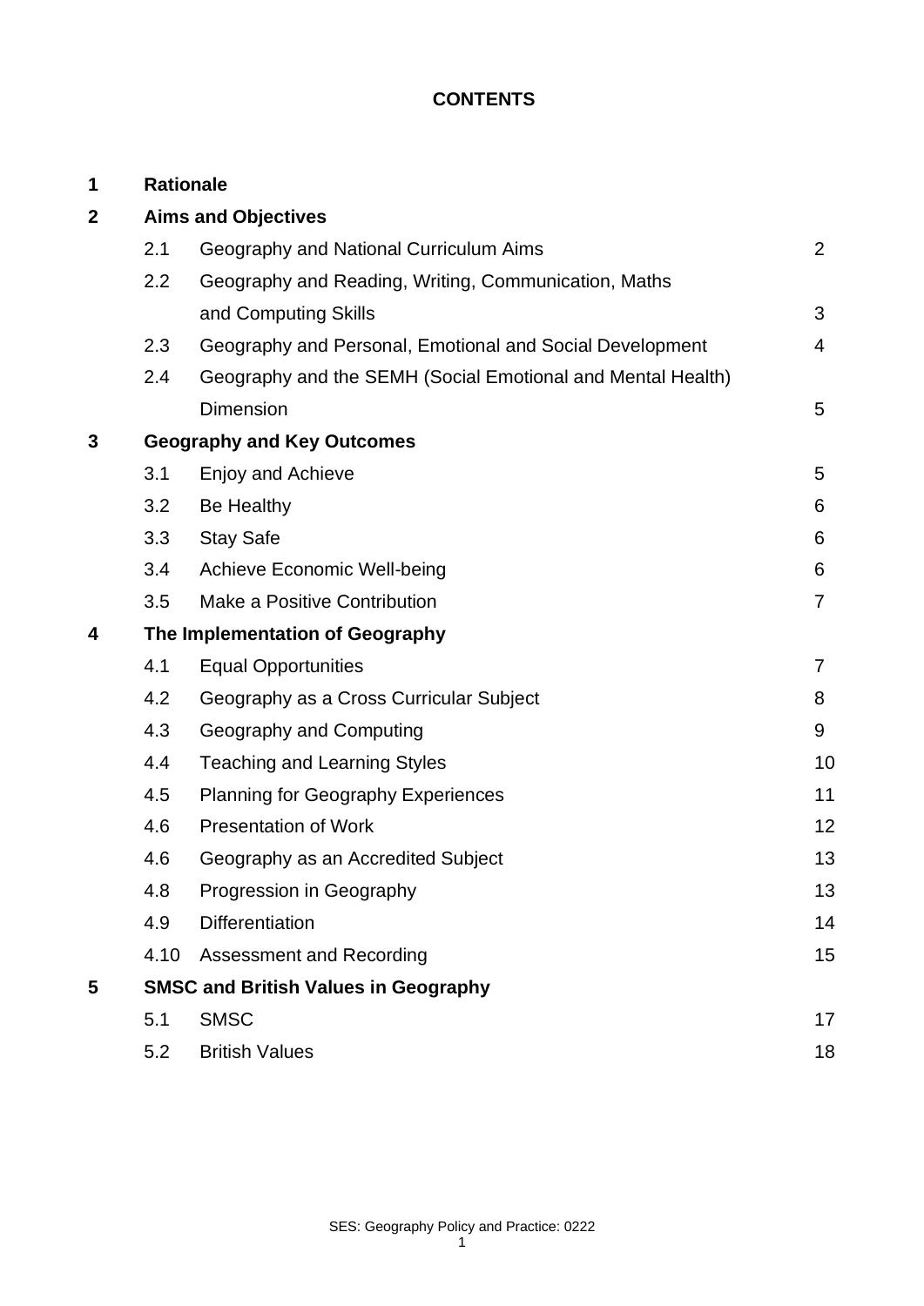**CONTENTS**

| | | | |
|---|---|---|---|
| **1** | **Rationale** | | |
| **2** | **Aims and Objectives** | | |
| | 2.1 | Geography and National Curriculum Aims | 2 |
| | 2.2 | Geography and Reading, Writing, Communication, Maths and Computing Skills | 3 |
| | 2.3 | Geography and Personal, Emotional and Social Development | 4 |
| | 2.4 | Geography and the SEMH (Social Emotional and Mental Health) Dimension | 5 |
| **3** | **Geography and Key Outcomes** | | |
| | 3.1 | Enjoy and Achieve | 5 |
| | 3.2 | Be Healthy | 6 |
| | 3.3 | Stay Safe | 6 |
| | 3.4 | Achieve Economic Well-being | 6 |
| | 3.5 | Make a Positive Contribution | 7 |
| **4** | **The Implementation of Geography** | | |
| | 4.1 | Equal Opportunities | 7 |
| | 4.2 | Geography as a Cross Curricular Subject | 8 |
| | 4.3 | Geography and Computing | 9 |
| | 4.4 | Teaching and Learning Styles | 10 |
| | 4.5 | Planning for Geography Experiences | 11 |
| | 4.6 | Presentation of Work | 12 |
| | 4.6 | Geography as an Accredited Subject | 13 |
| | 4.8 | Progression in Geography | 13 |
| | 4.9 | Differentiation | 14 |
| | 4.10 | Assessment and Recording | 15 |
| **5** | **SMSC and British Values in Geography** | | |
| | 5.1 | SMSC | 17 |
| | 5.2 | British Values | 18 |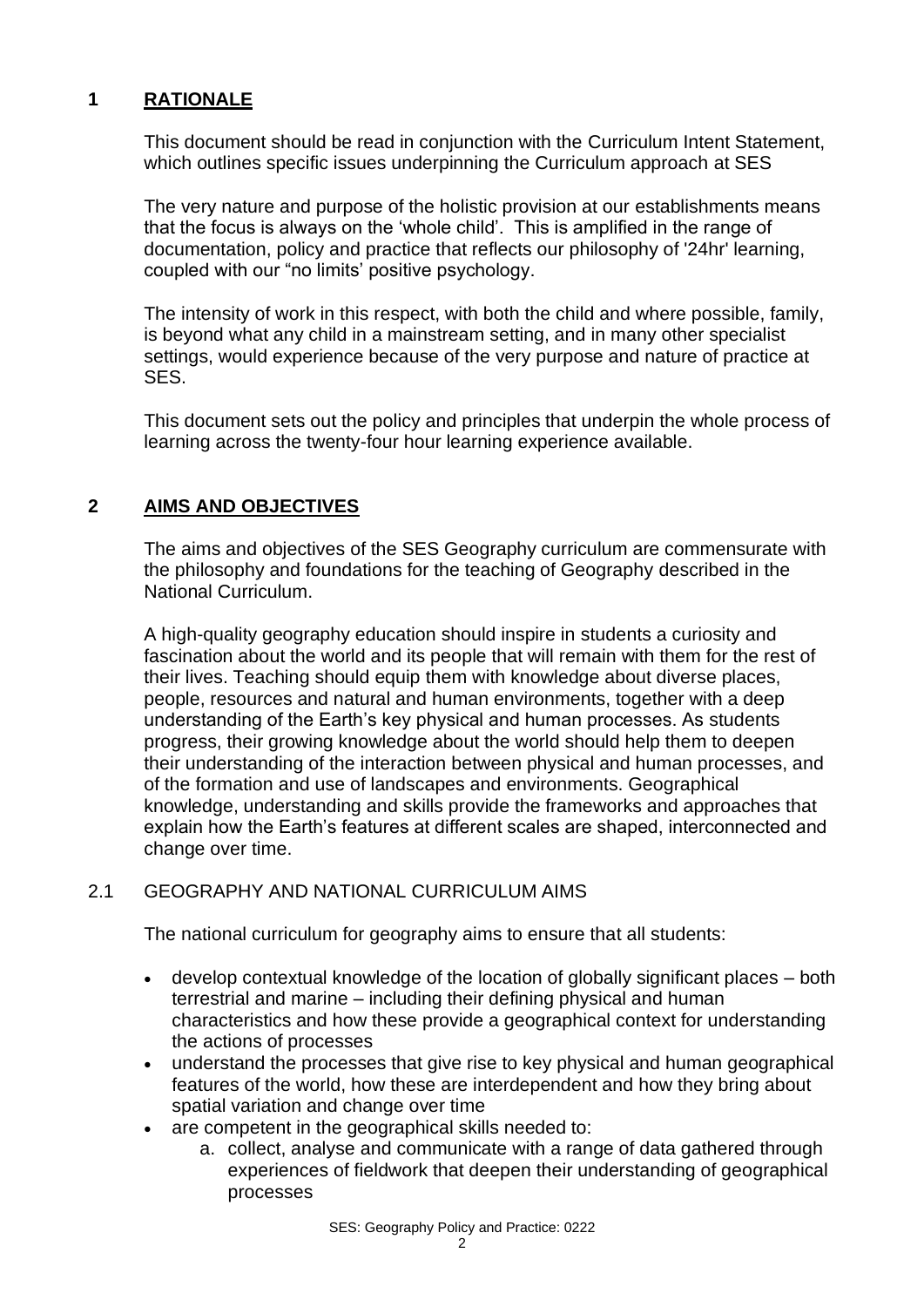## 1 RATIONALE

This document should be read in conjunction with the Curriculum Intent Statement, which outlines specific issues underpinning the Curriculum approach at SES

The very nature and purpose of the holistic provision at our establishments means that the focus is always on the 'whole child'. This is amplified in the range of documentation, policy and practice that reflects our philosophy of '24hr' learning, coupled with our "no limits' positive psychology.

The intensity of work in this respect, with both the child and where possible, family, is beyond what any child in a mainstream setting, and in many other specialist settings, would experience because of the very purpose and nature of practice at SES.

This document sets out the policy and principles that underpin the whole process of learning across the twenty-four hour learning experience available.

## 2 AIMS AND OBJECTIVES

The aims and objectives of the SES Geography curriculum are commensurate with the philosophy and foundations for the teaching of Geography described in the National Curriculum.

A high-quality geography education should inspire in students a curiosity and fascination about the world and its people that will remain with them for the rest of their lives. Teaching should equip them with knowledge about diverse places, people, resources and natural and human environments, together with a deep understanding of the Earth's key physical and human processes. As students progress, their growing knowledge about the world should help them to deepen their understanding of the interaction between physical and human processes, and of the formation and use of landscapes and environments. Geographical knowledge, understanding and skills provide the frameworks and approaches that explain how the Earth's features at different scales are shaped, interconnected and change over time.

### 2.1 GEOGRAPHY AND NATIONAL CURRICULUM AIMS

The national curriculum for geography aims to ensure that all students:

- develop contextual knowledge of the location of globally significant places – both terrestrial and marine – including their defining physical and human characteristics and how these provide a geographical context for understanding the actions of processes
- understand the processes that give rise to key physical and human geographical features of the world, how these are interdependent and how they bring about spatial variation and change over time
- are competent in the geographical skills needed to:
    a. collect, analyse and communicate with a range of data gathered through experiences of fieldwork that deepen their understanding of geographical processes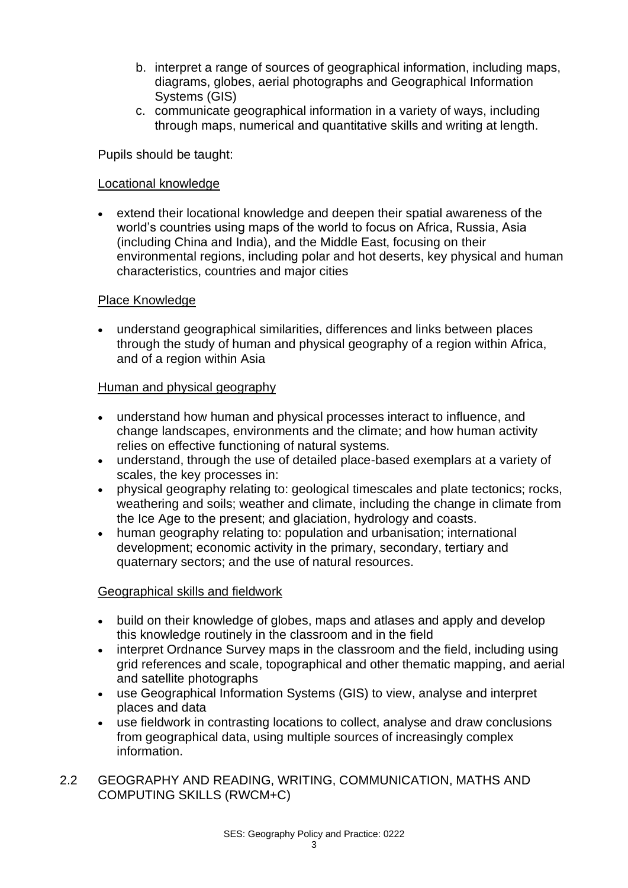b. interpret a range of sources of geographical information, including maps, diagrams, globes, aerial photographs and Geographical Information Systems (GIS)
c. communicate geographical information in a variety of ways, including through maps, numerical and quantitative skills and writing at length.

Pupils should be taught:

Locational knowledge

- extend their locational knowledge and deepen their spatial awareness of the world's countries using maps of the world to focus on Africa, Russia, Asia (including China and India), and the Middle East, focusing on their environmental regions, including polar and hot deserts, key physical and human characteristics, countries and major cities

Place Knowledge

- understand geographical similarities, differences and links between places through the study of human and physical geography of a region within Africa, and of a region within Asia

Human and physical geography

- understand how human and physical processes interact to influence, and change landscapes, environments and the climate; and how human activity relies on effective functioning of natural systems.
- understand, through the use of detailed place-based exemplars at a variety of scales, the key processes in:
- physical geography relating to: geological timescales and plate tectonics; rocks, weathering and soils; weather and climate, including the change in climate from the Ice Age to the present; and glaciation, hydrology and coasts.
- human geography relating to: population and urbanisation; international development; economic activity in the primary, secondary, tertiary and quaternary sectors; and the use of natural resources.

Geographical skills and fieldwork

- build on their knowledge of globes, maps and atlases and apply and develop this knowledge routinely in the classroom and in the field
- interpret Ordnance Survey maps in the classroom and the field, including using grid references and scale, topographical and other thematic mapping, and aerial and satellite photographs
- use Geographical Information Systems (GIS) to view, analyse and interpret places and data
- use fieldwork in contrasting locations to collect, analyse and draw conclusions from geographical data, using multiple sources of increasingly complex information.

## 2.2 GEOGRAPHY AND READING, WRITING, COMMUNICATION, MATHS AND COMPUTING SKILLS (RWCM+C)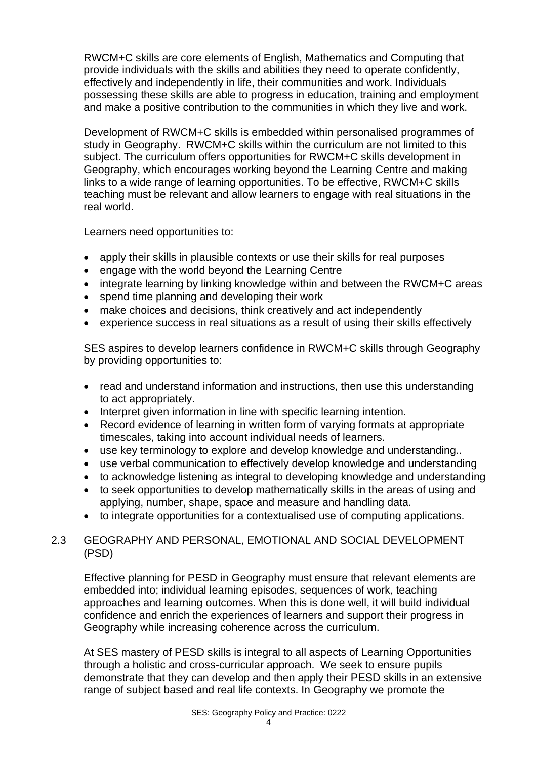RWCM+C skills are core elements of English, Mathematics and Computing that provide individuals with the skills and abilities they need to operate confidently, effectively and independently in life, their communities and work. Individuals possessing these skills are able to progress in education, training and employment and make a positive contribution to the communities in which they live and work.

Development of RWCM+C skills is embedded within personalised programmes of study in Geography. RWCM+C skills within the curriculum are not limited to this subject. The curriculum offers opportunities for RWCM+C skills development in Geography, which encourages working beyond the Learning Centre and making links to a wide range of learning opportunities. To be effective, RWCM+C skills teaching must be relevant and allow learners to engage with real situations in the real world.

Learners need opportunities to:

- apply their skills in plausible contexts or use their skills for real purposes
- engage with the world beyond the Learning Centre
- integrate learning by linking knowledge within and between the RWCM+C areas
- spend time planning and developing their work
- make choices and decisions, think creatively and act independently
- experience success in real situations as a result of using their skills effectively

SES aspires to develop learners confidence in RWCM+C skills through Geography by providing opportunities to:

- read and understand information and instructions, then use this understanding to act appropriately.
- Interpret given information in line with specific learning intention.
- Record evidence of learning in written form of varying formats at appropriate timescales, taking into account individual needs of learners.
- use key terminology to explore and develop knowledge and understanding..
- use verbal communication to effectively develop knowledge and understanding
- to acknowledge listening as integral to developing knowledge and understanding
- to seek opportunities to develop mathematically skills in the areas of using and applying, number, shape, space and measure and handling data.
- to integrate opportunities for a contextualised use of computing applications.

## 2.3 GEOGRAPHY AND PERSONAL, EMOTIONAL AND SOCIAL DEVELOPMENT (PSD)

Effective planning for PESD in Geography must ensure that relevant elements are embedded into; individual learning episodes, sequences of work, teaching approaches and learning outcomes. When this is done well, it will build individual confidence and enrich the experiences of learners and support their progress in Geography while increasing coherence across the curriculum.

At SES mastery of PESD skills is integral to all aspects of Learning Opportunities through a holistic and cross-curricular approach. We seek to ensure pupils demonstrate that they can develop and then apply their PESD skills in an extensive range of subject based and real life contexts. In Geography we promote the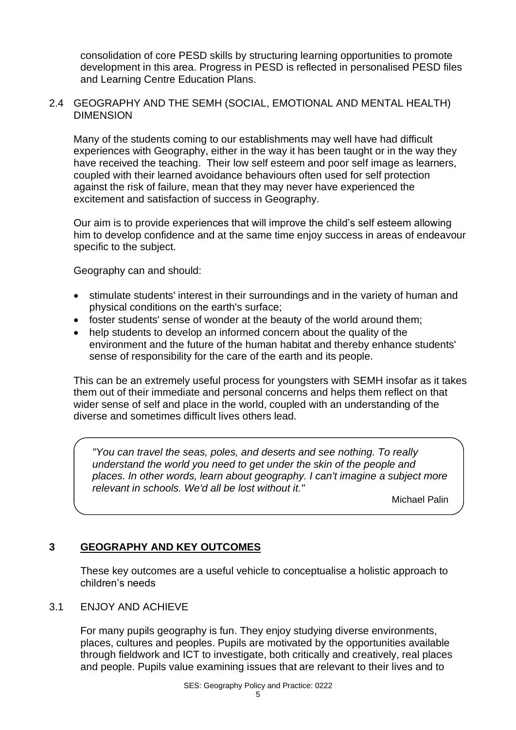consolidation of core PESD skills by structuring learning opportunities to promote development in this area. Progress in PESD is reflected in personalised PESD files and Learning Centre Education Plans.

### 2.4 GEOGRAPHY AND THE SEMH (SOCIAL, EMOTIONAL AND MENTAL HEALTH) DIMENSION

Many of the students coming to our establishments may well have had difficult experiences with Geography, either in the way it has been taught or in the way they have received the teaching. Their low self esteem and poor self image as learners, coupled with their learned avoidance behaviours often used for self protection against the risk of failure, mean that they may never have experienced the excitement and satisfaction of success in Geography.

Our aim is to provide experiences that will improve the child's self esteem allowing him to develop confidence and at the same time enjoy success in areas of endeavour specific to the subject.

Geography can and should:

- stimulate students' interest in their surroundings and in the variety of human and physical conditions on the earth's surface;
- foster students' sense of wonder at the beauty of the world around them;
- help students to develop an informed concern about the quality of the environment and the future of the human habitat and thereby enhance students' sense of responsibility for the care of the earth and its people.

This can be an extremely useful process for youngsters with SEMH insofar as it takes them out of their immediate and personal concerns and helps them reflect on that wider sense of self and place in the world, coupled with an understanding of the diverse and sometimes difficult lives others lead.

> *"You can travel the seas, poles, and deserts and see nothing. To really understand the world you need to get under the skin of the people and places. In other words, learn about geography. I can't imagine a subject more relevant in schools. We'd all be lost without it."*
>
> Michael Palin

## 3 GEOGRAPHY AND KEY OUTCOMES

These key outcomes are a useful vehicle to conceptualise a holistic approach to children's needs

### 3.1 ENJOY AND ACHIEVE

For many pupils geography is fun. They enjoy studying diverse environments, places, cultures and peoples. Pupils are motivated by the opportunities available through fieldwork and ICT to investigate, both critically and creatively, real places and people. Pupils value examining issues that are relevant to their lives and to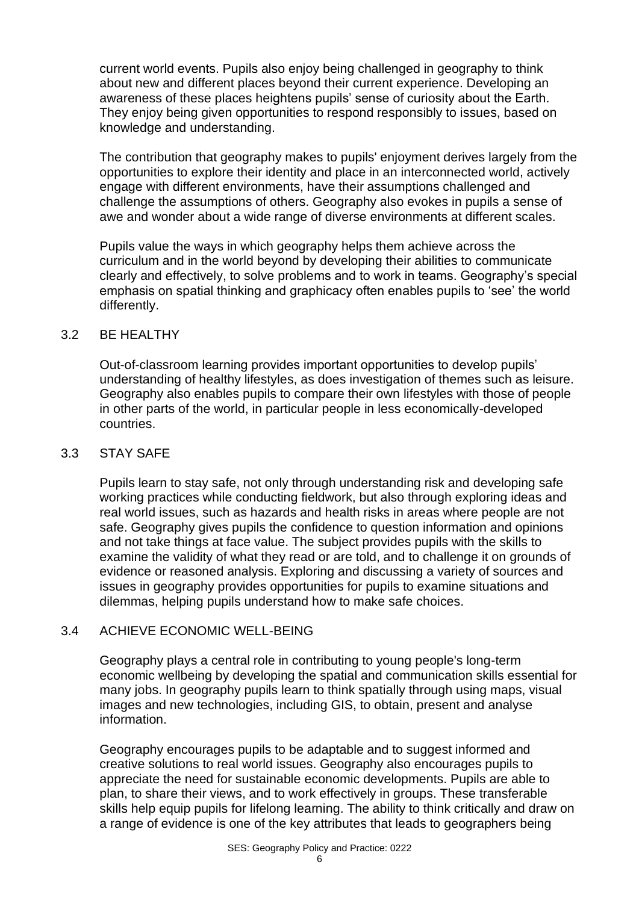current world events. Pupils also enjoy being challenged in geography to think about new and different places beyond their current experience. Developing an awareness of these places heightens pupils' sense of curiosity about the Earth. They enjoy being given opportunities to respond responsibly to issues, based on knowledge and understanding.

The contribution that geography makes to pupils' enjoyment derives largely from the opportunities to explore their identity and place in an interconnected world, actively engage with different environments, have their assumptions challenged and challenge the assumptions of others. Geography also evokes in pupils a sense of awe and wonder about a wide range of diverse environments at different scales.

Pupils value the ways in which geography helps them achieve across the curriculum and in the world beyond by developing their abilities to communicate clearly and effectively, to solve problems and to work in teams. Geography's special emphasis on spatial thinking and graphicacy often enables pupils to 'see' the world differently.

## 3.2 BE HEALTHY

Out-of-classroom learning provides important opportunities to develop pupils' understanding of healthy lifestyles, as does investigation of themes such as leisure. Geography also enables pupils to compare their own lifestyles with those of people in other parts of the world, in particular people in less economically-developed countries.

## 3.3 STAY SAFE

Pupils learn to stay safe, not only through understanding risk and developing safe working practices while conducting fieldwork, but also through exploring ideas and real world issues, such as hazards and health risks in areas where people are not safe. Geography gives pupils the confidence to question information and opinions and not take things at face value. The subject provides pupils with the skills to examine the validity of what they read or are told, and to challenge it on grounds of evidence or reasoned analysis. Exploring and discussing a variety of sources and issues in geography provides opportunities for pupils to examine situations and dilemmas, helping pupils understand how to make safe choices.

## 3.4 ACHIEVE ECONOMIC WELL-BEING

Geography plays a central role in contributing to young people's long-term economic wellbeing by developing the spatial and communication skills essential for many jobs. In geography pupils learn to think spatially through using maps, visual images and new technologies, including GIS, to obtain, present and analyse information.

Geography encourages pupils to be adaptable and to suggest informed and creative solutions to real world issues. Geography also encourages pupils to appreciate the need for sustainable economic developments. Pupils are able to plan, to share their views, and to work effectively in groups. These transferable skills help equip pupils for lifelong learning. The ability to think critically and draw on a range of evidence is one of the key attributes that leads to geographers being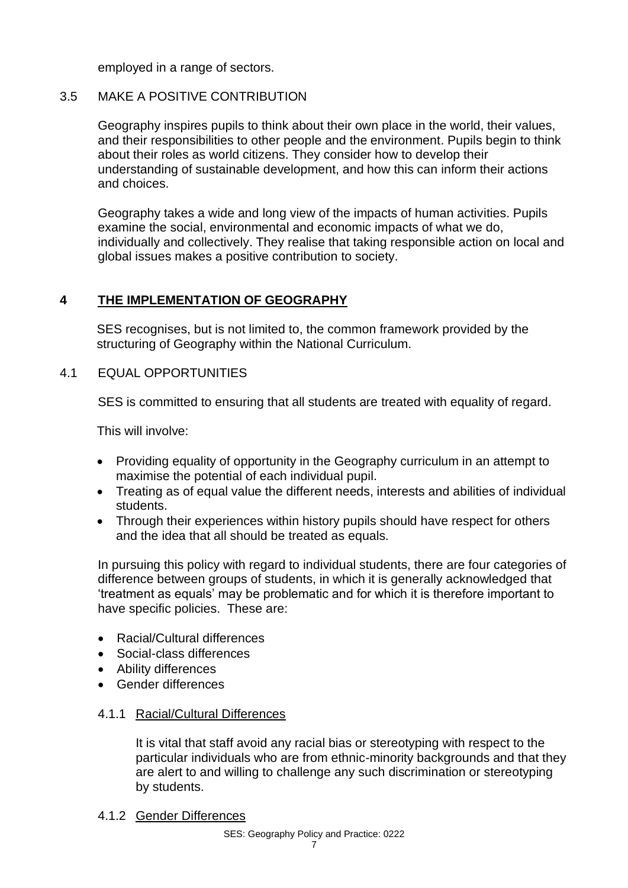employed in a range of sectors.

### 3.5 MAKE A POSITIVE CONTRIBUTION

Geography inspires pupils to think about their own place in the world, their values, and their responsibilities to other people and the environment. Pupils begin to think about their roles as world citizens. They consider how to develop their understanding of sustainable development, and how this can inform their actions and choices.

Geography takes a wide and long view of the impacts of human activities. Pupils examine the social, environmental and economic impacts of what we do, individually and collectively. They realise that taking responsible action on local and global issues makes a positive contribution to society.

## 4 THE IMPLEMENTATION OF GEOGRAPHY

SES recognises, but is not limited to, the common framework provided by the structuring of Geography within the National Curriculum.

### 4.1 EQUAL OPPORTUNITIES

SES is committed to ensuring that all students are treated with equality of regard.

This will involve:

- Providing equality of opportunity in the Geography curriculum in an attempt to maximise the potential of each individual pupil.
- Treating as of equal value the different needs, interests and abilities of individual students.
- Through their experiences within history pupils should have respect for others and the idea that all should be treated as equals.

In pursuing this policy with regard to individual students, there are four categories of difference between groups of students, in which it is generally acknowledged that 'treatment as equals' may be problematic and for which it is therefore important to have specific policies. These are:

- Racial/Cultural differences
- Social-class differences
- Ability differences
- Gender differences

#### 4.1.1 Racial/Cultural Differences

It is vital that staff avoid any racial bias or stereotyping with respect to the particular individuals who are from ethnic-minority backgrounds and that they are alert to and willing to challenge any such discrimination or stereotyping by students.

#### 4.1.2 Gender Differences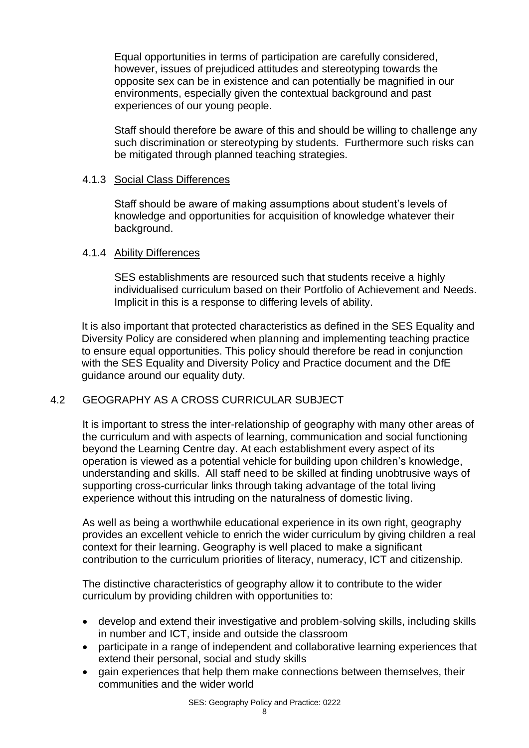Equal opportunities in terms of participation are carefully considered, however, issues of prejudiced attitudes and stereotyping towards the opposite sex can be in existence and can potentially be magnified in our environments, especially given the contextual background and past experiences of our young people.

Staff should therefore be aware of this and should be willing to challenge any such discrimination or stereotyping by students. Furthermore such risks can be mitigated through planned teaching strategies.

#### 4.1.3 Social Class Differences

Staff should be aware of making assumptions about student's levels of knowledge and opportunities for acquisition of knowledge whatever their background.

#### 4.1.4 Ability Differences

SES establishments are resourced such that students receive a highly individualised curriculum based on their Portfolio of Achievement and Needs. Implicit in this is a response to differing levels of ability.

It is also important that protected characteristics as defined in the SES Equality and Diversity Policy are considered when planning and implementing teaching practice to ensure equal opportunities. This policy should therefore be read in conjunction with the SES Equality and Diversity Policy and Practice document and the DfE guidance around our equality duty.

### 4.2 GEOGRAPHY AS A CROSS CURRICULAR SUBJECT

It is important to stress the inter-relationship of geography with many other areas of the curriculum and with aspects of learning, communication and social functioning beyond the Learning Centre day. At each establishment every aspect of its operation is viewed as a potential vehicle for building upon children's knowledge, understanding and skills. All staff need to be skilled at finding unobtrusive ways of supporting cross-curricular links through taking advantage of the total living experience without this intruding on the naturalness of domestic living.

As well as being a worthwhile educational experience in its own right, geography provides an excellent vehicle to enrich the wider curriculum by giving children a real context for their learning. Geography is well placed to make a significant contribution to the curriculum priorities of literacy, numeracy, ICT and citizenship.

The distinctive characteristics of geography allow it to contribute to the wider curriculum by providing children with opportunities to:

- develop and extend their investigative and problem-solving skills, including skills in number and ICT, inside and outside the classroom
- participate in a range of independent and collaborative learning experiences that extend their personal, social and study skills
- gain experiences that help them make connections between themselves, their communities and the wider world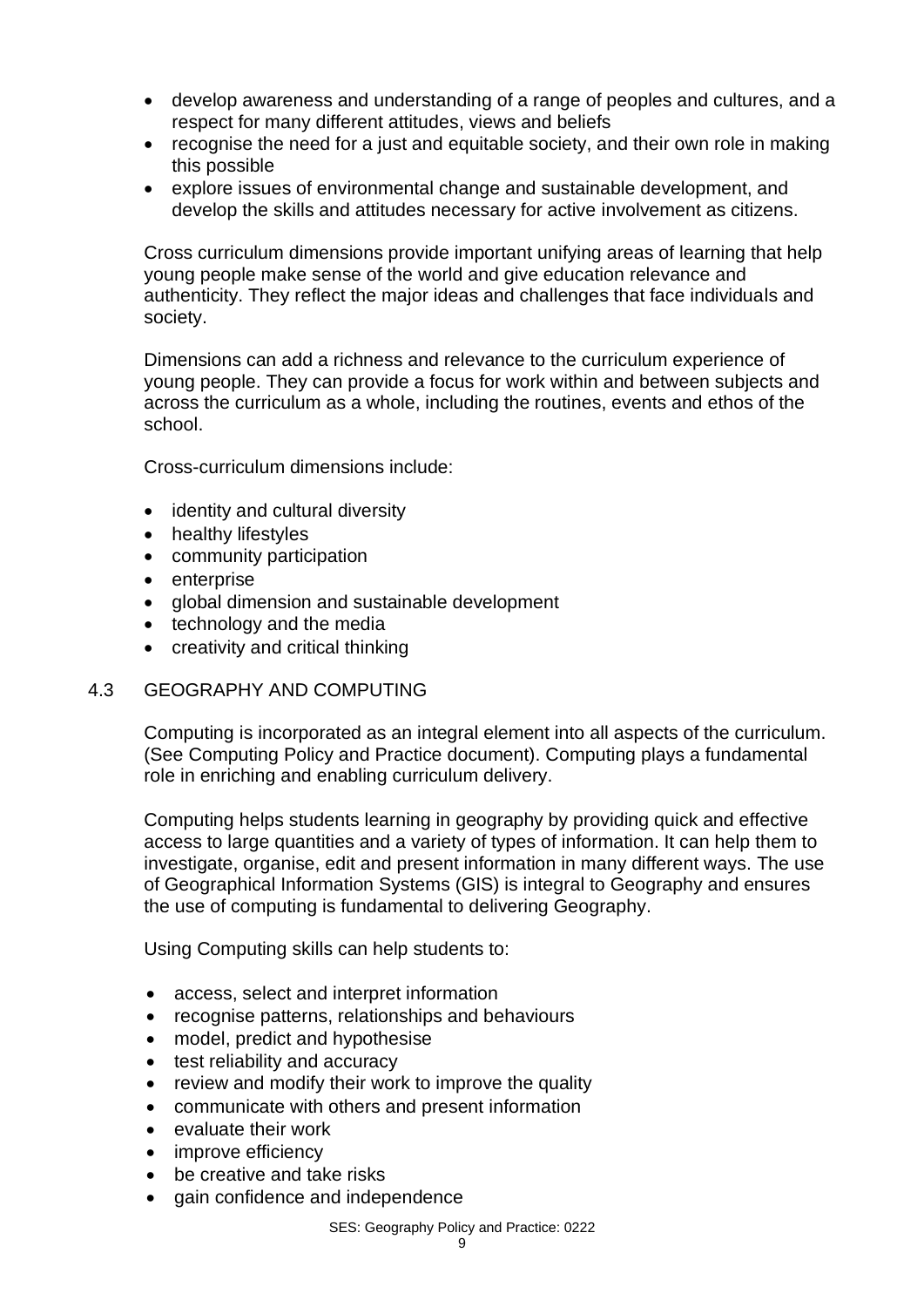- develop awareness and understanding of a range of peoples and cultures, and a respect for many different attitudes, views and beliefs
- recognise the need for a just and equitable society, and their own role in making this possible
- explore issues of environmental change and sustainable development, and develop the skills and attitudes necessary for active involvement as citizens.

Cross curriculum dimensions provide important unifying areas of learning that help young people make sense of the world and give education relevance and authenticity. They reflect the major ideas and challenges that face individuals and society.

Dimensions can add a richness and relevance to the curriculum experience of young people. They can provide a focus for work within and between subjects and across the curriculum as a whole, including the routines, events and ethos of the school.

Cross-curriculum dimensions include:

- identity and cultural diversity
- healthy lifestyles
- community participation
- enterprise
- global dimension and sustainable development
- technology and the media
- creativity and critical thinking

## 4.3 GEOGRAPHY AND COMPUTING

Computing is incorporated as an integral element into all aspects of the curriculum. (See Computing Policy and Practice document). Computing plays a fundamental role in enriching and enabling curriculum delivery.

Computing helps students learning in geography by providing quick and effective access to large quantities and a variety of types of information. It can help them to investigate, organise, edit and present information in many different ways. The use of Geographical Information Systems (GIS) is integral to Geography and ensures the use of computing is fundamental to delivering Geography.

Using Computing skills can help students to:

- access, select and interpret information
- recognise patterns, relationships and behaviours
- model, predict and hypothesise
- test reliability and accuracy
- review and modify their work to improve the quality
- communicate with others and present information
- evaluate their work
- improve efficiency
- be creative and take risks
- gain confidence and independence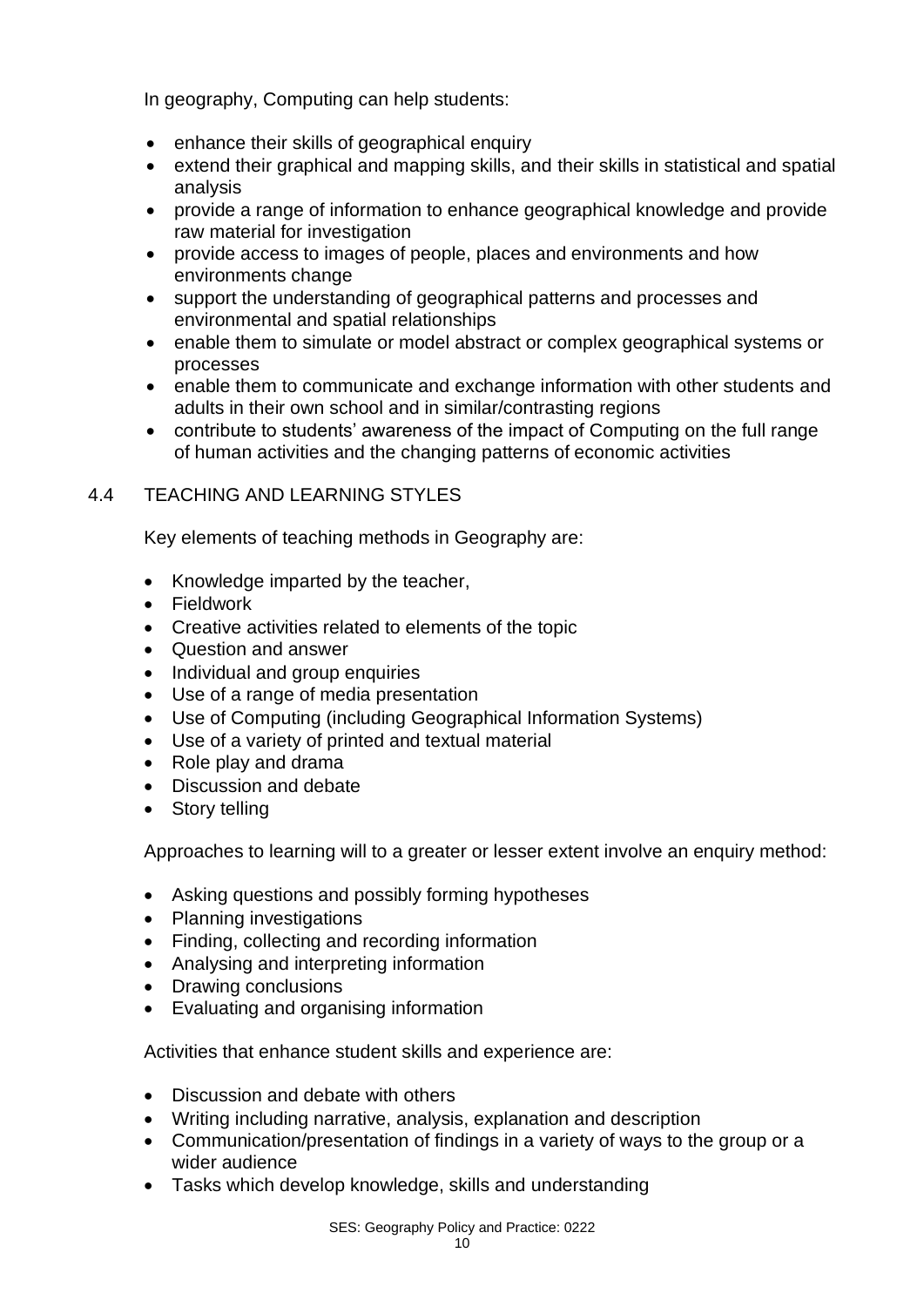In geography, Computing can help students:

- enhance their skills of geographical enquiry
- extend their graphical and mapping skills, and their skills in statistical and spatial analysis
- provide a range of information to enhance geographical knowledge and provide raw material for investigation
- provide access to images of people, places and environments and how environments change
- support the understanding of geographical patterns and processes and environmental and spatial relationships
- enable them to simulate or model abstract or complex geographical systems or processes
- enable them to communicate and exchange information with other students and adults in their own school and in similar/contrasting regions
- contribute to students' awareness of the impact of Computing on the full range of human activities and the changing patterns of economic activities

## 4.4 TEACHING AND LEARNING STYLES

Key elements of teaching methods in Geography are:

- Knowledge imparted by the teacher,
- Fieldwork
- Creative activities related to elements of the topic
- Question and answer
- Individual and group enquiries
- Use of a range of media presentation
- Use of Computing (including Geographical Information Systems)
- Use of a variety of printed and textual material
- Role play and drama
- Discussion and debate
- Story telling

Approaches to learning will to a greater or lesser extent involve an enquiry method:

- Asking questions and possibly forming hypotheses
- Planning investigations
- Finding, collecting and recording information
- Analysing and interpreting information
- Drawing conclusions
- Evaluating and organising information

Activities that enhance student skills and experience are:

- Discussion and debate with others
- Writing including narrative, analysis, explanation and description
- Communication/presentation of findings in a variety of ways to the group or a wider audience
- Tasks which develop knowledge, skills and understanding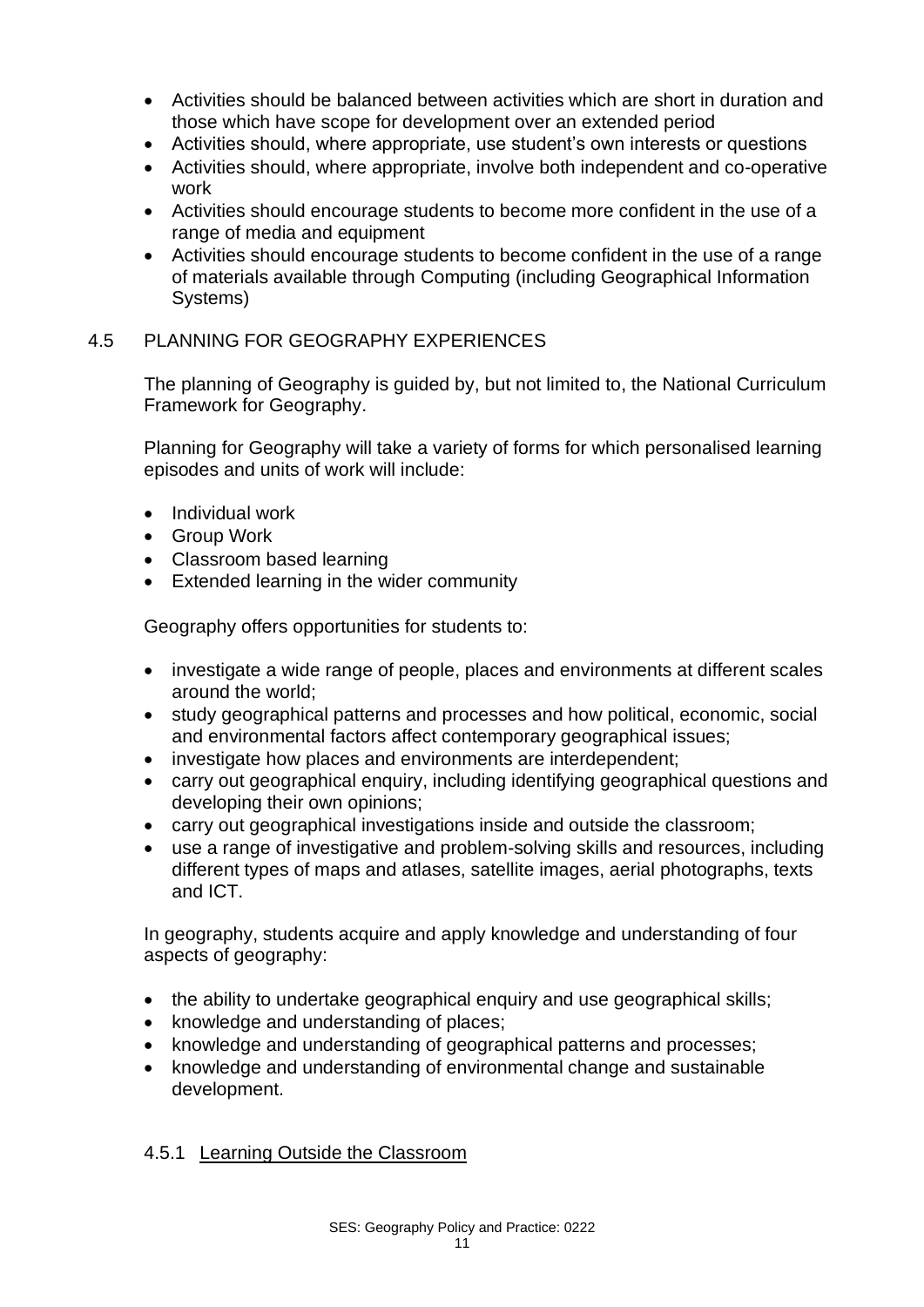- Activities should be balanced between activities which are short in duration and those which have scope for development over an extended period
- Activities should, where appropriate, use student's own interests or questions
- Activities should, where appropriate, involve both independent and co-operative work
- Activities should encourage students to become more confident in the use of a range of media and equipment
- Activities should encourage students to become confident in the use of a range of materials available through Computing (including Geographical Information Systems)

## 4.5 PLANNING FOR GEOGRAPHY EXPERIENCES

The planning of Geography is guided by, but not limited to, the National Curriculum Framework for Geography.

Planning for Geography will take a variety of forms for which personalised learning episodes and units of work will include:

- Individual work
- Group Work
- Classroom based learning
- Extended learning in the wider community

Geography offers opportunities for students to:

- investigate a wide range of people, places and environments at different scales around the world;
- study geographical patterns and processes and how political, economic, social and environmental factors affect contemporary geographical issues;
- investigate how places and environments are interdependent;
- carry out geographical enquiry, including identifying geographical questions and developing their own opinions;
- carry out geographical investigations inside and outside the classroom;
- use a range of investigative and problem-solving skills and resources, including different types of maps and atlases, satellite images, aerial photographs, texts and ICT.

In geography, students acquire and apply knowledge and understanding of four aspects of geography:

- the ability to undertake geographical enquiry and use geographical skills;
- knowledge and understanding of places;
- knowledge and understanding of geographical patterns and processes;
- knowledge and understanding of environmental change and sustainable development.

### 4.5.1 Learning Outside the Classroom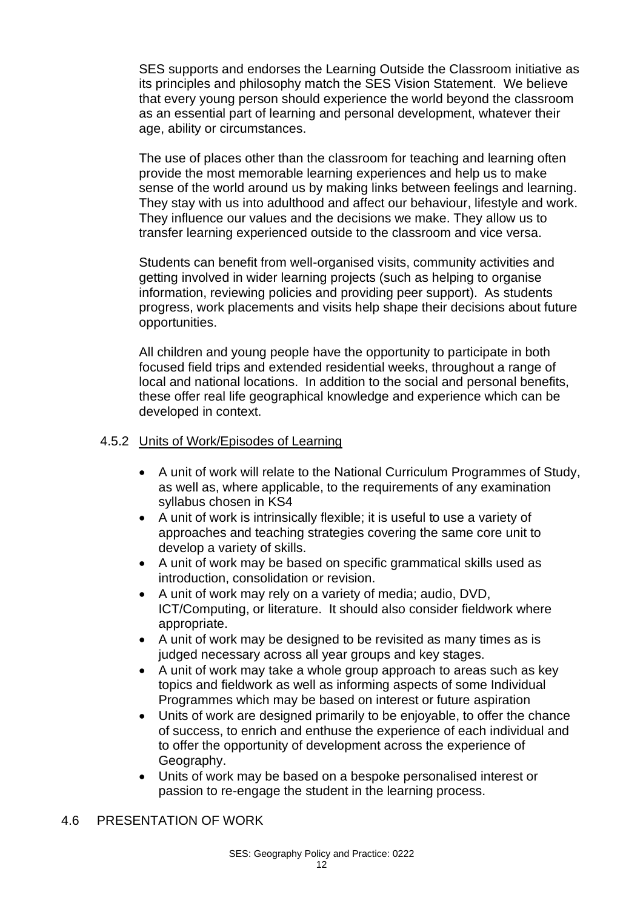SES supports and endorses the Learning Outside the Classroom initiative as its principles and philosophy match the SES Vision Statement. We believe that every young person should experience the world beyond the classroom as an essential part of learning and personal development, whatever their age, ability or circumstances.

The use of places other than the classroom for teaching and learning often provide the most memorable learning experiences and help us to make sense of the world around us by making links between feelings and learning. They stay with us into adulthood and affect our behaviour, lifestyle and work. They influence our values and the decisions we make. They allow us to transfer learning experienced outside to the classroom and vice versa.

Students can benefit from well-organised visits, community activities and getting involved in wider learning projects (such as helping to organise information, reviewing policies and providing peer support). As students progress, work placements and visits help shape their decisions about future opportunities.

All children and young people have the opportunity to participate in both focused field trips and extended residential weeks, throughout a range of local and national locations. In addition to the social and personal benefits, these offer real life geographical knowledge and experience which can be developed in context.

### 4.5.2 Units of Work/Episodes of Learning

- A unit of work will relate to the National Curriculum Programmes of Study, as well as, where applicable, to the requirements of any examination syllabus chosen in KS4
- A unit of work is intrinsically flexible; it is useful to use a variety of approaches and teaching strategies covering the same core unit to develop a variety of skills.
- A unit of work may be based on specific grammatical skills used as introduction, consolidation or revision.
- A unit of work may rely on a variety of media; audio, DVD, ICT/Computing, or literature. It should also consider fieldwork where appropriate.
- A unit of work may be designed to be revisited as many times as is judged necessary across all year groups and key stages.
- A unit of work may take a whole group approach to areas such as key topics and fieldwork as well as informing aspects of some Individual Programmes which may be based on interest or future aspiration
- Units of work are designed primarily to be enjoyable, to offer the chance of success, to enrich and enthuse the experience of each individual and to offer the opportunity of development across the experience of Geography.
- Units of work may be based on a bespoke personalised interest or passion to re-engage the student in the learning process.

## 4.6 PRESENTATION OF WORK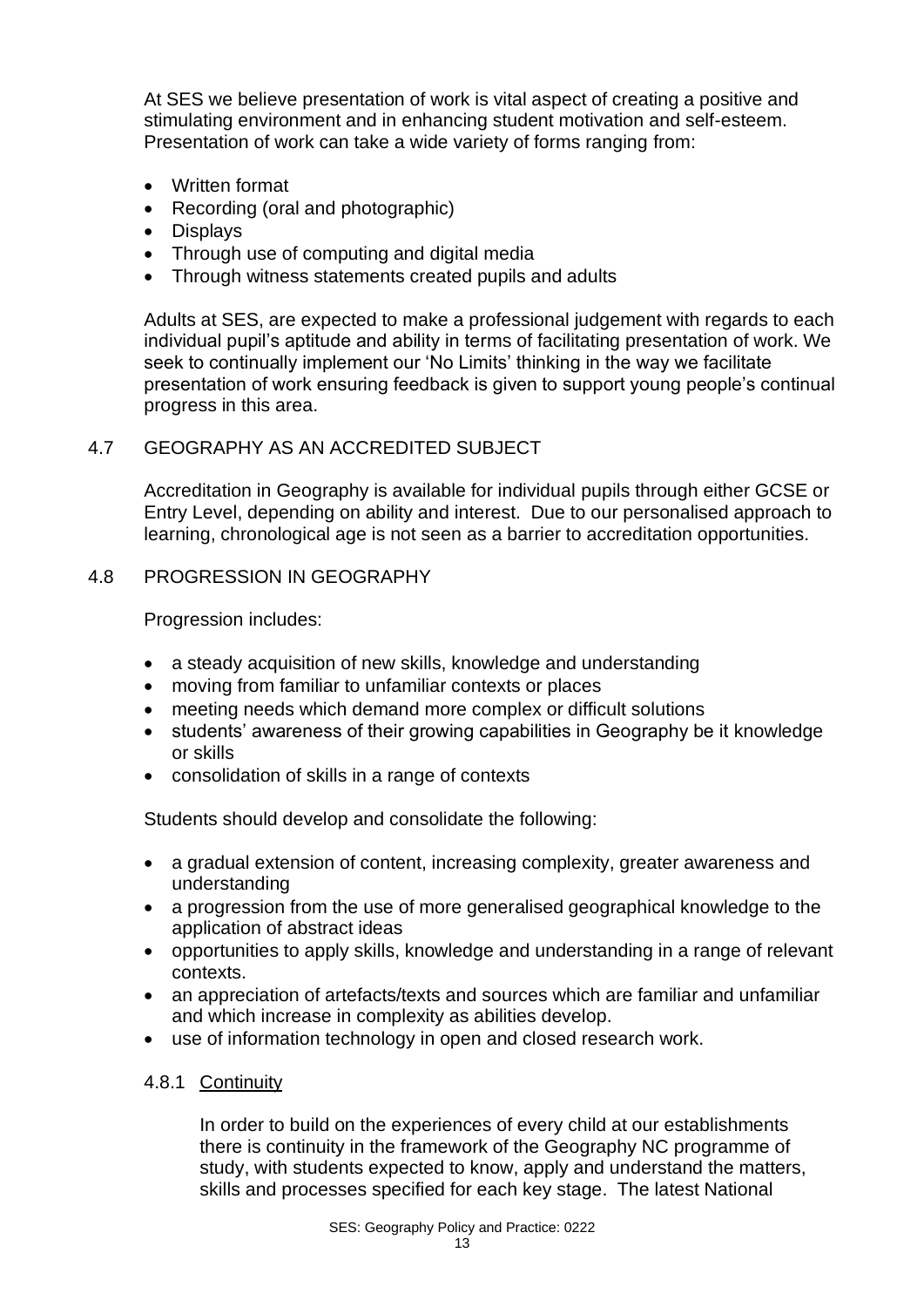At SES we believe presentation of work is vital aspect of creating a positive and stimulating environment and in enhancing student motivation and self-esteem. Presentation of work can take a wide variety of forms ranging from:

- Written format
- Recording (oral and photographic)
- Displays
- Through use of computing and digital media
- Through witness statements created pupils and adults

Adults at SES, are expected to make a professional judgement with regards to each individual pupil's aptitude and ability in terms of facilitating presentation of work. We seek to continually implement our 'No Limits' thinking in the way we facilitate presentation of work ensuring feedback is given to support young people's continual progress in this area.

## 4.7 GEOGRAPHY AS AN ACCREDITED SUBJECT

Accreditation in Geography is available for individual pupils through either GCSE or Entry Level, depending on ability and interest. Due to our personalised approach to learning, chronological age is not seen as a barrier to accreditation opportunities.

## 4.8 PROGRESSION IN GEOGRAPHY

Progression includes:

- a steady acquisition of new skills, knowledge and understanding
- moving from familiar to unfamiliar contexts or places
- meeting needs which demand more complex or difficult solutions
- students' awareness of their growing capabilities in Geography be it knowledge or skills
- consolidation of skills in a range of contexts

Students should develop and consolidate the following:

- a gradual extension of content, increasing complexity, greater awareness and understanding
- a progression from the use of more generalised geographical knowledge to the application of abstract ideas
- opportunities to apply skills, knowledge and understanding in a range of relevant contexts.
- an appreciation of artefacts/texts and sources which are familiar and unfamiliar and which increase in complexity as abilities develop.
- use of information technology in open and closed research work.

### 4.8.1 Continuity

In order to build on the experiences of every child at our establishments there is continuity in the framework of the Geography NC programme of study, with students expected to know, apply and understand the matters, skills and processes specified for each key stage. The latest National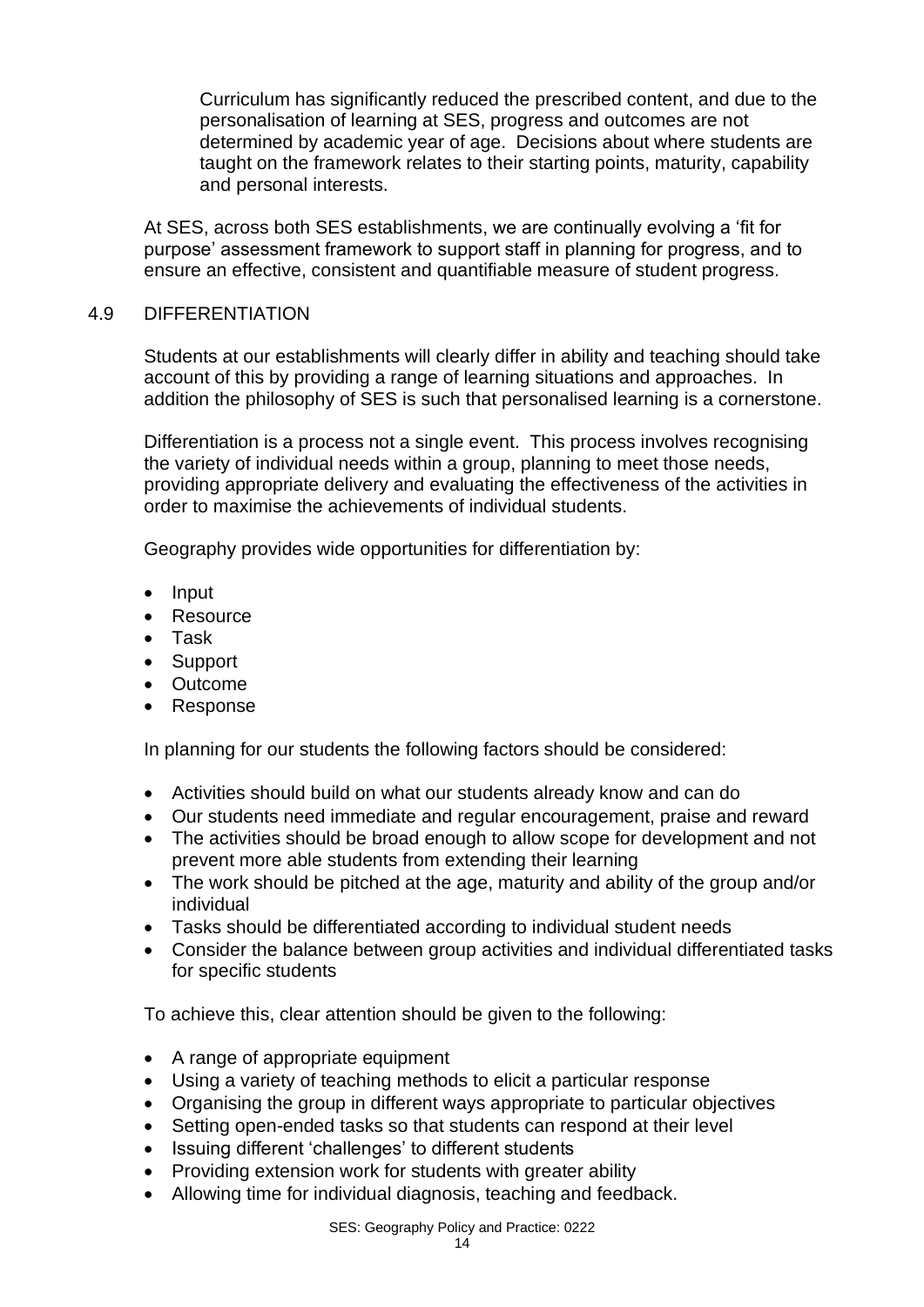Curriculum has significantly reduced the prescribed content, and due to the personalisation of learning at SES, progress and outcomes are not determined by academic year of age. Decisions about where students are taught on the framework relates to their starting points, maturity, capability and personal interests.

At SES, across both SES establishments, we are continually evolving a 'fit for purpose' assessment framework to support staff in planning for progress, and to ensure an effective, consistent and quantifiable measure of student progress.

## 4.9 DIFFERENTIATION

Students at our establishments will clearly differ in ability and teaching should take account of this by providing a range of learning situations and approaches. In addition the philosophy of SES is such that personalised learning is a cornerstone.

Differentiation is a process not a single event. This process involves recognising the variety of individual needs within a group, planning to meet those needs, providing appropriate delivery and evaluating the effectiveness of the activities in order to maximise the achievements of individual students.

Geography provides wide opportunities for differentiation by:

- Input
- Resource
- Task
- Support
- Outcome
- Response

In planning for our students the following factors should be considered:

- Activities should build on what our students already know and can do
- Our students need immediate and regular encouragement, praise and reward
- The activities should be broad enough to allow scope for development and not prevent more able students from extending their learning
- The work should be pitched at the age, maturity and ability of the group and/or individual
- Tasks should be differentiated according to individual student needs
- Consider the balance between group activities and individual differentiated tasks for specific students

To achieve this, clear attention should be given to the following:

- A range of appropriate equipment
- Using a variety of teaching methods to elicit a particular response
- Organising the group in different ways appropriate to particular objectives
- Setting open-ended tasks so that students can respond at their level
- Issuing different 'challenges' to different students
- Providing extension work for students with greater ability
- Allowing time for individual diagnosis, teaching and feedback.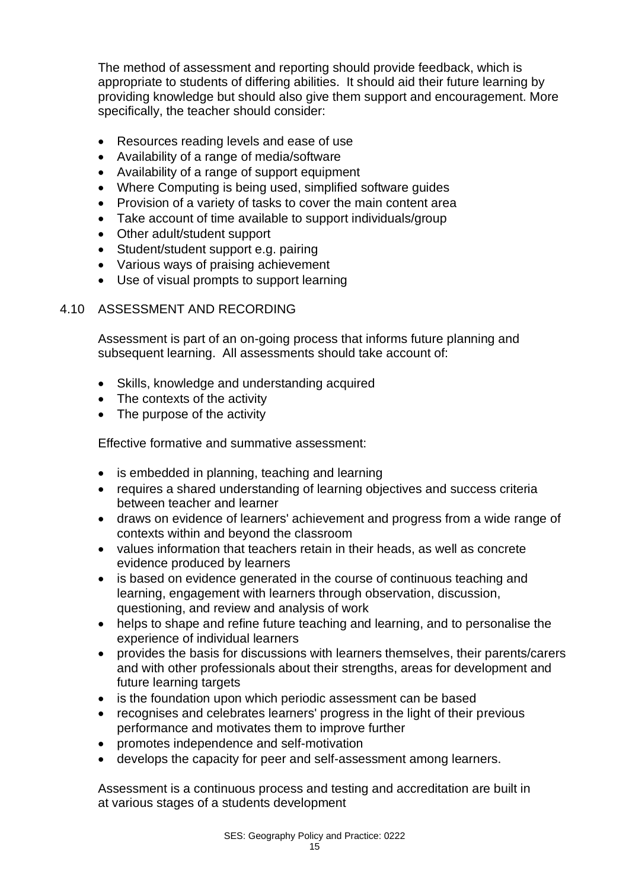The method of assessment and reporting should provide feedback, which is appropriate to students of differing abilities. It should aid their future learning by providing knowledge but should also give them support and encouragement. More specifically, the teacher should consider:

- Resources reading levels and ease of use
- Availability of a range of media/software
- Availability of a range of support equipment
- Where Computing is being used, simplified software guides
- Provision of a variety of tasks to cover the main content area
- Take account of time available to support individuals/group
- Other adult/student support
- Student/student support e.g. pairing
- Various ways of praising achievement
- Use of visual prompts to support learning

## 4.10 ASSESSMENT AND RECORDING

Assessment is part of an on-going process that informs future planning and subsequent learning. All assessments should take account of:

- Skills, knowledge and understanding acquired
- The contexts of the activity
- The purpose of the activity

Effective formative and summative assessment:

- is embedded in planning, teaching and learning
- requires a shared understanding of learning objectives and success criteria between teacher and learner
- draws on evidence of learners' achievement and progress from a wide range of contexts within and beyond the classroom
- values information that teachers retain in their heads, as well as concrete evidence produced by learners
- is based on evidence generated in the course of continuous teaching and learning, engagement with learners through observation, discussion, questioning, and review and analysis of work
- helps to shape and refine future teaching and learning, and to personalise the experience of individual learners
- provides the basis for discussions with learners themselves, their parents/carers and with other professionals about their strengths, areas for development and future learning targets
- is the foundation upon which periodic assessment can be based
- recognises and celebrates learners' progress in the light of their previous performance and motivates them to improve further
- promotes independence and self-motivation
- develops the capacity for peer and self-assessment among learners.

Assessment is a continuous process and testing and accreditation are built in at various stages of a students development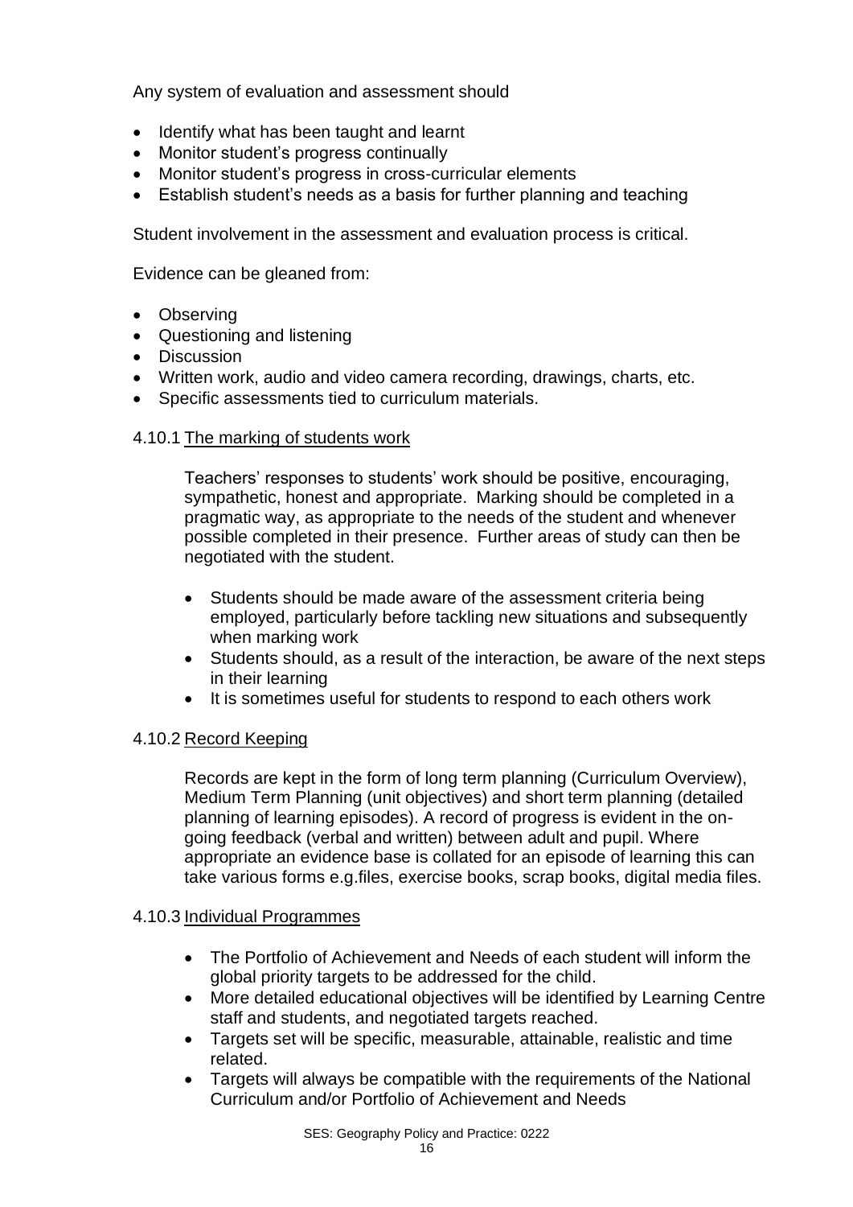Any system of evaluation and assessment should

- Identify what has been taught and learnt
- Monitor student's progress continually
- Monitor student's progress in cross-curricular elements
- Establish student's needs as a basis for further planning and teaching

Student involvement in the assessment and evaluation process is critical.

Evidence can be gleaned from:

- Observing
- Questioning and listening
- Discussion
- Written work, audio and video camera recording, drawings, charts, etc.
- Specific assessments tied to curriculum materials.

#### 4.10.1 The marking of students work

Teachers' responses to students' work should be positive, encouraging, sympathetic, honest and appropriate. Marking should be completed in a pragmatic way, as appropriate to the needs of the student and whenever possible completed in their presence. Further areas of study can then be negotiated with the student.

- Students should be made aware of the assessment criteria being employed, particularly before tackling new situations and subsequently when marking work
- Students should, as a result of the interaction, be aware of the next steps in their learning
- It is sometimes useful for students to respond to each others work

#### 4.10.2 Record Keeping

Records are kept in the form of long term planning (Curriculum Overview), Medium Term Planning (unit objectives) and short term planning (detailed planning of learning episodes). A record of progress is evident in the on-going feedback (verbal and written) between adult and pupil. Where appropriate an evidence base is collated for an episode of learning this can take various forms e.g.files, exercise books, scrap books, digital media files.

#### 4.10.3 Individual Programmes

- The Portfolio of Achievement and Needs of each student will inform the global priority targets to be addressed for the child.
- More detailed educational objectives will be identified by Learning Centre staff and students, and negotiated targets reached.
- Targets set will be specific, measurable, attainable, realistic and time related.
- Targets will always be compatible with the requirements of the National Curriculum and/or Portfolio of Achievement and Needs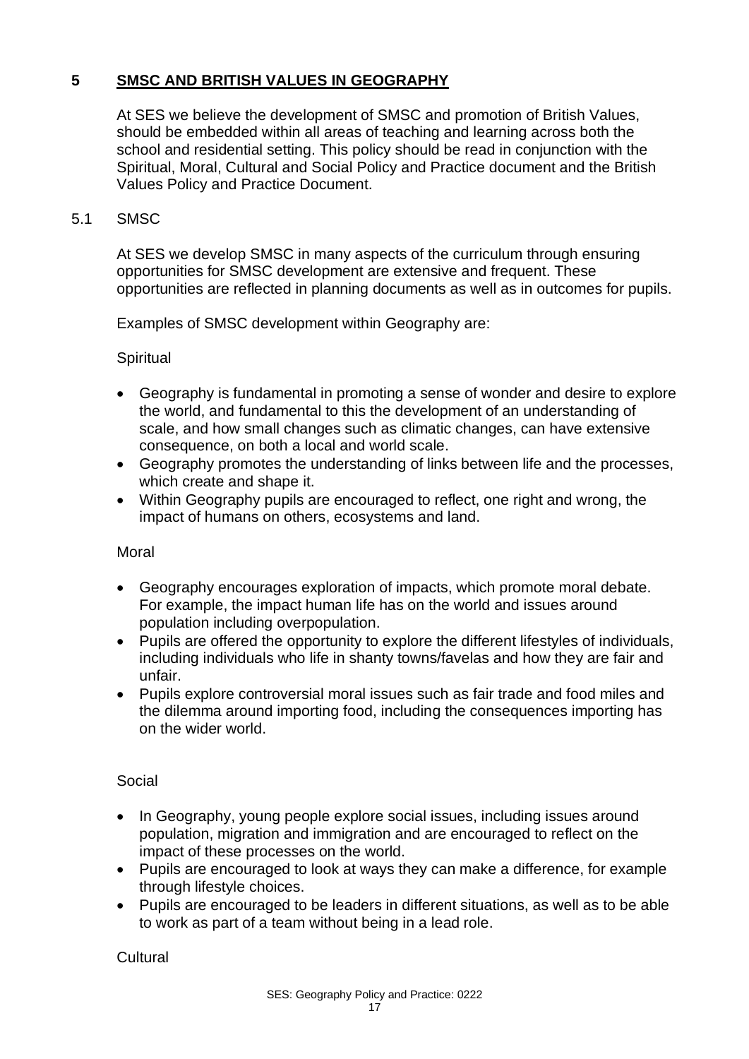## 5 SMSC AND BRITISH VALUES IN GEOGRAPHY

At SES we believe the development of SMSC and promotion of British Values, should be embedded within all areas of teaching and learning across both the school and residential setting. This policy should be read in conjunction with the Spiritual, Moral, Cultural and Social Policy and Practice document and the British Values Policy and Practice Document.

### 5.1 SMSC

At SES we develop SMSC in many aspects of the curriculum through ensuring opportunities for SMSC development are extensive and frequent. These opportunities are reflected in planning documents as well as in outcomes for pupils.

Examples of SMSC development within Geography are:

Spiritual

- Geography is fundamental in promoting a sense of wonder and desire to explore the world, and fundamental to this the development of an understanding of scale, and how small changes such as climatic changes, can have extensive consequence, on both a local and world scale.
- Geography promotes the understanding of links between life and the processes, which create and shape it.
- Within Geography pupils are encouraged to reflect, one right and wrong, the impact of humans on others, ecosystems and land.

Moral

- Geography encourages exploration of impacts, which promote moral debate. For example, the impact human life has on the world and issues around population including overpopulation.
- Pupils are offered the opportunity to explore the different lifestyles of individuals, including individuals who life in shanty towns/favelas and how they are fair and unfair.
- Pupils explore controversial moral issues such as fair trade and food miles and the dilemma around importing food, including the consequences importing has on the wider world.

Social

- In Geography, young people explore social issues, including issues around population, migration and immigration and are encouraged to reflect on the impact of these processes on the world.
- Pupils are encouraged to look at ways they can make a difference, for example through lifestyle choices.
- Pupils are encouraged to be leaders in different situations, as well as to be able to work as part of a team without being in a lead role.

Cultural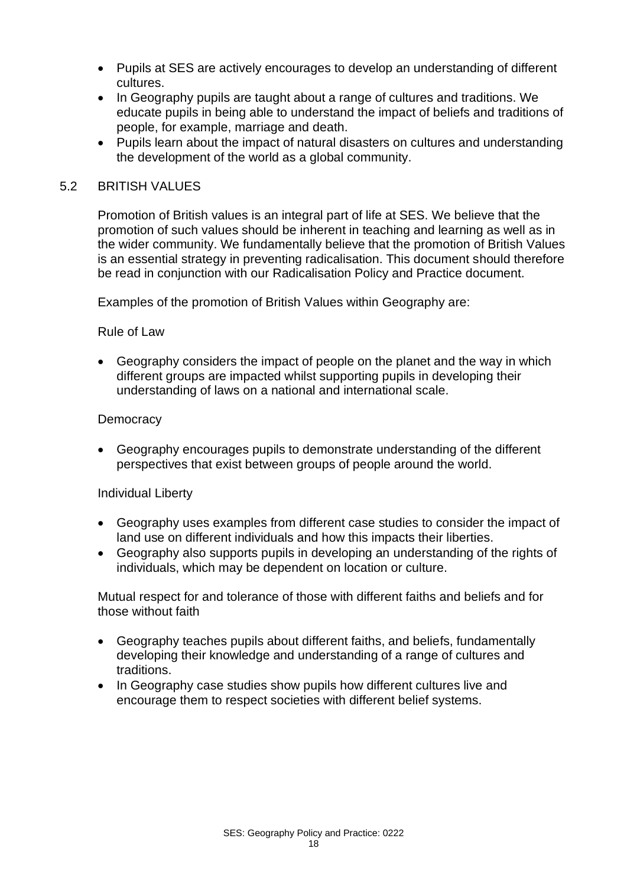- Pupils at SES are actively encourages to develop an understanding of different cultures.
- In Geography pupils are taught about a range of cultures and traditions. We educate pupils in being able to understand the impact of beliefs and traditions of people, for example, marriage and death.
- Pupils learn about the impact of natural disasters on cultures and understanding the development of the world as a global community.

## 5.2 BRITISH VALUES

Promotion of British values is an integral part of life at SES. We believe that the promotion of such values should be inherent in teaching and learning as well as in the wider community. We fundamentally believe that the promotion of British Values is an essential strategy in preventing radicalisation. This document should therefore be read in conjunction with our Radicalisation Policy and Practice document.

Examples of the promotion of British Values within Geography are:

Rule of Law

- Geography considers the impact of people on the planet and the way in which different groups are impacted whilst supporting pupils in developing their understanding of laws on a national and international scale.

Democracy

- Geography encourages pupils to demonstrate understanding of the different perspectives that exist between groups of people around the world.

Individual Liberty

- Geography uses examples from different case studies to consider the impact of land use on different individuals and how this impacts their liberties.
- Geography also supports pupils in developing an understanding of the rights of individuals, which may be dependent on location or culture.

Mutual respect for and tolerance of those with different faiths and beliefs and for those without faith

- Geography teaches pupils about different faiths, and beliefs, fundamentally developing their knowledge and understanding of a range of cultures and traditions.
- In Geography case studies show pupils how different cultures live and encourage them to respect societies with different belief systems.